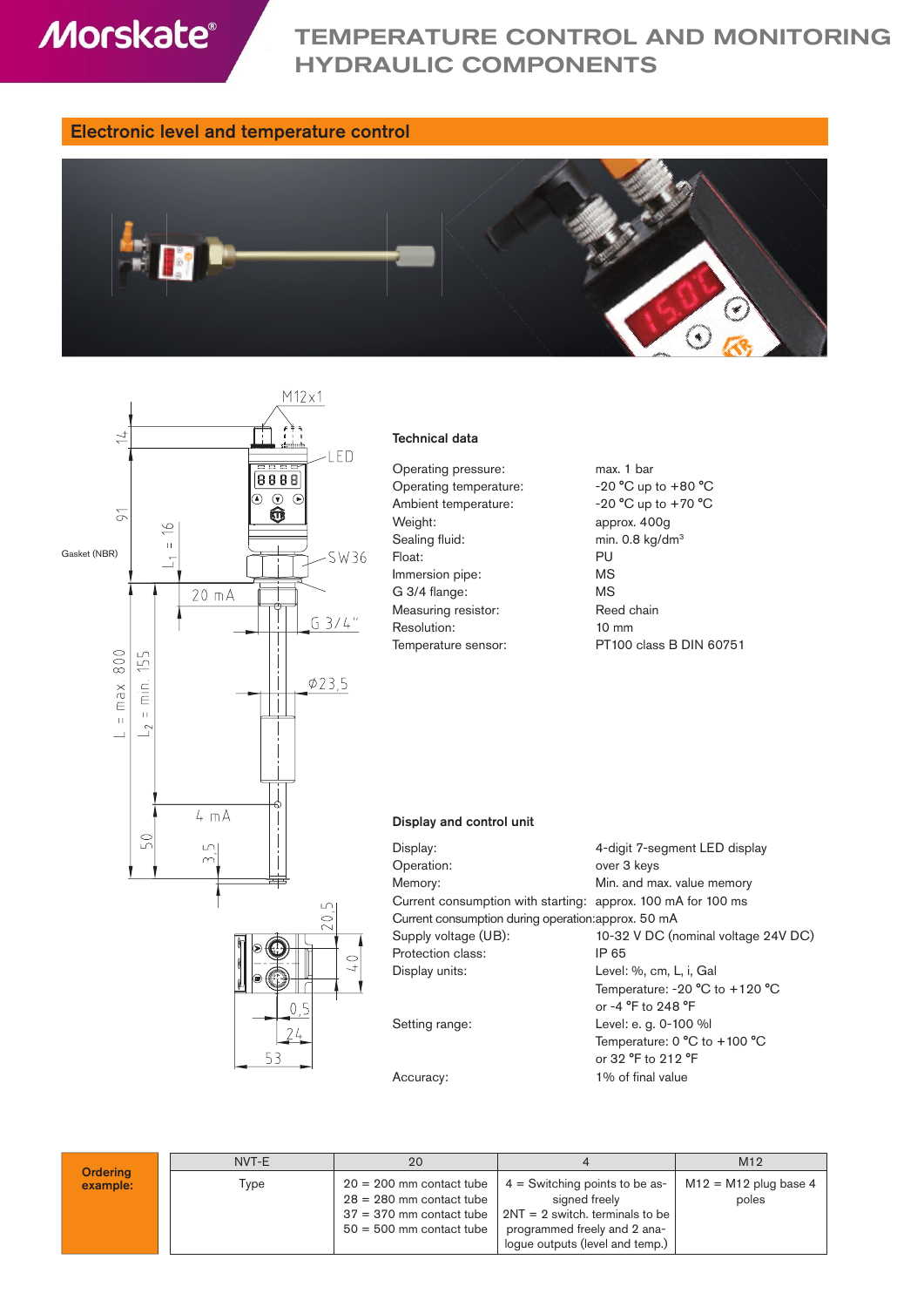# TEMPERATURE CONTROL AND MONITORING HYDRAULIC COMPONENTS

## Electronic level and temperature control

### Technical data

| | |
|---|---|
| Operating pressure: | max. 1 bar |
| Operating temperature: | -20 °C up to +80 °C |
| Ambient temperature: | -20 °C up to +70 °C |
| Weight: | approx. 400g |
| Sealing fluid: | min. 0.8 kg/dm³ |
| Float: | PU |
| Immersion pipe: | MS |
| G 3/4 flange: | MS |
| Measuring resistor: | Reed chain |
| Resolution: | 10 mm |
| Temperature sensor: | PT100 class B DIN 60751 |

### Display and control unit

| | |
|---|---|
| Display: | 4-digit 7-segment LED display |
| Operation: | over 3 keys |
| Memory: | Min. and max. value memory |
| Current consumption with starting: | approx. 100 mA for 100 ms |
| Current consumption during operation: | approx. 50 mA |
| Supply voltage (UB): | 10-32 V DC (nominal voltage 24V DC) |
| Protection class: | IP 65 |
| Display units: | Level: %, cm, L, i, Gal<br>Temperature: -20 °C to +120 °C<br>or -4 °F to 248 °F |
| Setting range: | Level: e. g. 0-100 %l<br>Temperature: 0 °C to +100 °C<br>or 32 °F to 212 °F |
| Accuracy: | 1% of final value |

**Ordering example:**

| NVT-E | 20 | 4 | M12 |
|---|---|---|---|
| Type | 20 = 200 mm contact tube<br>28 = 280 mm contact tube<br>37 = 370 mm contact tube<br>50 = 500 mm contact tube | 4 = Switching points to be assigned freely<br>2NT = 2 switch. terminals to be programmed freely and 2 analogue outputs (level and temp.) | M12 = M12 plug base 4 poles |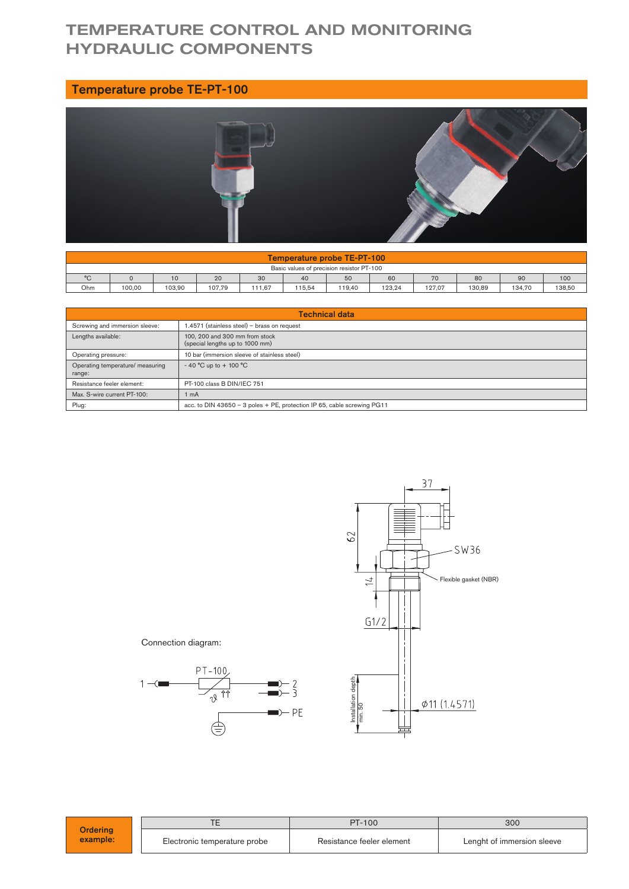# TEMPERATURE CONTROL AND MONITORING HYDRAULIC COMPONENTS

## Temperature probe TE-PT-100

| Temperature probe TE-PT-100 | | | | | | | | | | | |
|---|---|---|---|---|---|---|---|---|---|---|---|
| Basic values of precision resistor PT-100 | | | | | | | | | | | |
| °C | 0 | 10 | 20 | 30 | 40 | 50 | 60 | 70 | 80 | 90 | 100 |
| Ohm | 100,00 | 103,90 | 107,79 | 111,67 | 115,54 | 119,40 | 123,24 | 127,07 | 130,89 | 134,70 | 138,50 |

| Technical data | |
|---|---|
| Screwing and immersion sleeve: | 1.4571 (stainless steel) – brass on request |
| Lengths available: | 100, 200 and 300 mm from stock (special lengths up to 1000 mm) |
| Operating pressure: | 10 bar (immersion sleeve of stainless steel) |
| Operating temperature/ measuring range: | - 40 °C up to + 100 °C |
| Resistance feeler element: | PT-100 class B DIN/IEC 751 |
| Max. S-wire current PT-100: | 1 mA |
| Plug: | acc. to DIN 43650 – 3 poles + PE, protection IP 65, cable screwing PG11 |

Connection diagram:

PT-100

1, 2, 3, PE

37, 62, SW36, 14, G1/2, Flexible gasket (NBR), Installation depth min. 50, ⌀11 (1.4571)

| Ordering example: | TE | PT-100 | 300 |
|---|---|---|---|
| | Electronic temperature probe | Resistance feeler element | Lenght of immersion sleeve |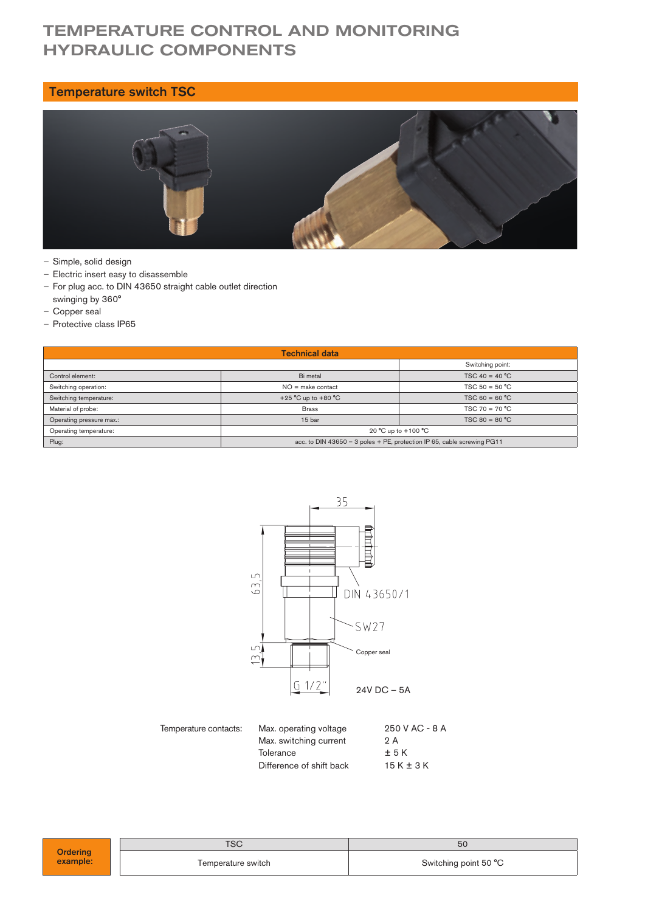# TEMPERATURE CONTROL AND MONITORING HYDRAULIC COMPONENTS

## Temperature switch TSC

- Simple, solid design
- Electric insert easy to disassemble
- For plug acc. to DIN 43650 straight cable outlet direction swinging by 360°
- Copper seal
- Protective class IP65

| Technical data | | |
|---|---|---|
| | | Switching point: |
| Control element: | Bi metal | TSC 40 = 40 °C |
| Switching operation: | NO = make contact | TSC 50 = 50 °C |
| Switching temperature: | +25 °C up to +80 °C | TSC 60 = 60 °C |
| Material of probe: | Brass | TSC 70 = 70 °C |
| Operating pressure max.: | 15 bar | TSC 80 = 80 °C |
| Operating temperature: | 20 °C up to +100 °C | |
| Plug: | acc. to DIN 43650 – 3 poles + PE, protection IP 65, cable screwing PG11 | |

35

63,5

13,5

DIN 43650/1

SW27

Copper seal

G 1/2"

24V DC – 5A

| Temperature contacts: | Max. operating voltage | 250 V AC - 8 A |
|---|---|---|
| | Max. switching current | 2 A |
| | Tolerance | ± 5 K |
| | Difference of shift back | 15 K ± 3 K |

| Ordering example: | TSC | 50 |
|---|---|---|
| | Temperature switch | Switching point 50 °C |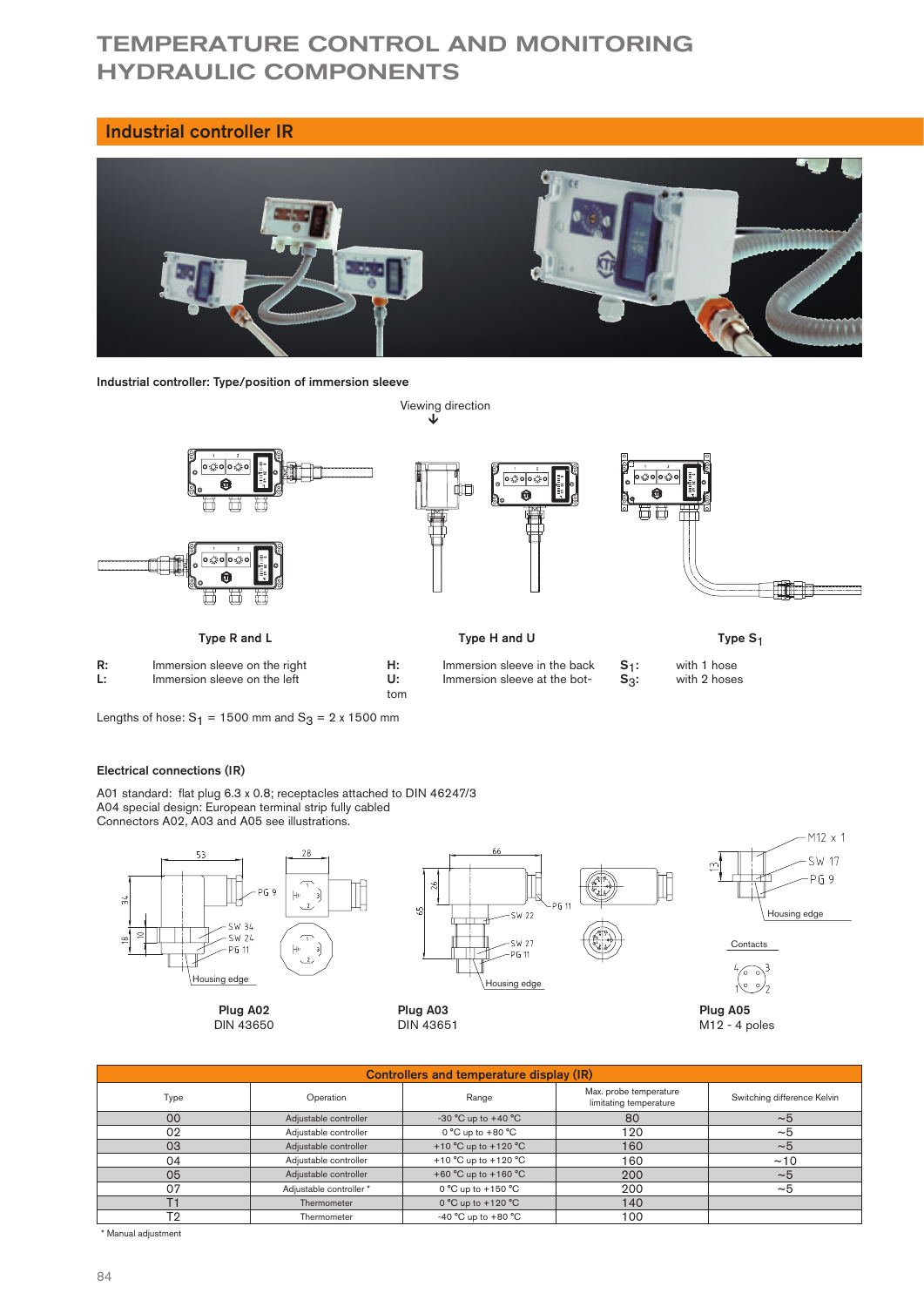# TEMPERATURE CONTROL AND MONITORING HYDRAULIC COMPONENTS

## Industrial controller IR

**Industrial controller: Type/position of immersion sleeve**

Viewing direction

**Type R and L**

R: Immersion sleeve on the right
L: Immersion sleeve on the left

**Type H and U**

H: Immersion sleeve in the back
U: Immersion sleeve at the bottom

**Type $S_1$**

$S_1$: with 1 hose
$S_3$: with 2 hoses

Lengths of hose: $S_1$ = 1500 mm and $S_3$ = 2 x 1500 mm

### Electrical connections (IR)

A01 standard: flat plug 6.3 x 0.8; receptacles attached to DIN 46247/3
A04 special design: European terminal strip fully cabled
Connectors A02, A03 and A05 see illustrations.

**Plug A02**
DIN 43650

**Plug A03**
DIN 43651

**Plug A05**
M12 - 4 poles

| Controllers and temperature display (IR) | | | | |
|---|---|---|---|---|
| Type | Operation | Range | Max. probe temperature limitating temperature | Switching difference Kelvin |
| 00 | Adjustable controller | -30 °C up to +40 °C | 80 | ~5 |
| 02 | Adjustable controller | 0 °C up to +80 °C | 120 | ~5 |
| 03 | Adjustable controller | +10 °C up to +120 °C | 160 | ~5 |
| 04 | Adjustable controller | +10 °C up to +120 °C | 160 | ~10 |
| 05 | Adjustable controller | +60 °C up to +160 °C | 200 | ~5 |
| 07 | Adjustable controller * | 0 °C up to +150 °C | 200 | ~5 |
| T1 | Thermometer | 0 °C up to +120 °C | 140 | |
| T2 | Thermometer | -40 °C up to +80 °C | 100 | |

* Manual adjustment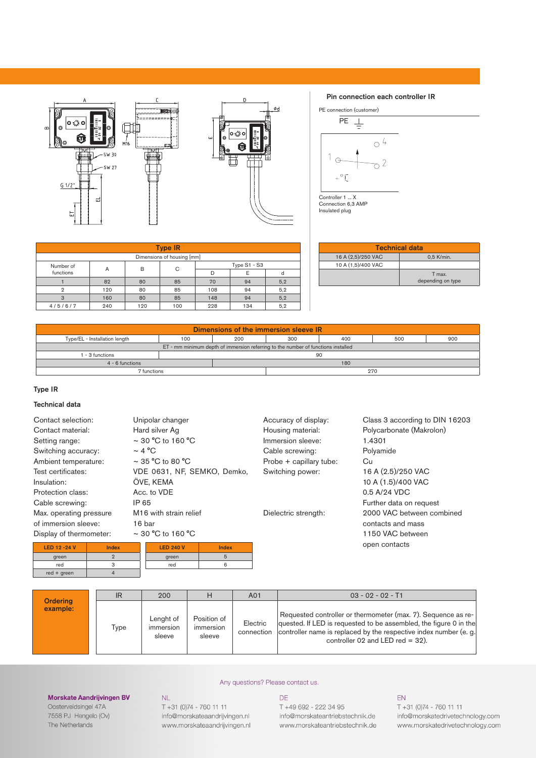A

B

M16

SW 30

SW 27

G 1/2"

ET

EL

C

D

Ød

E

## Pin connection each controller IR

PE connection (customer)

PE

1

4

2

+ °C

Controller 1 ... X
Connection 6,3 AMP
Insulated plug

| Type IR | | | | | | |
|---|---|---|---|---|---|---|
| Dimensions of housing [mm] | | | | | | |
| Number of functions | A | B | C | Type S1 - S3 | | |
| | | | | D | E | d |
| 1 | 82 | 80 | 85 | 70 | 94 | 5,2 |
| 2 | 120 | 80 | 85 | 108 | 94 | 5,2 |
| 3 | 160 | 80 | 85 | 148 | 94 | 5,2 |
| 4 / 5 / 6 / 7 | 240 | 120 | 100 | 228 | 134 | 5,2 |

| Technical data | |
|---|---|
| 16 A (2,5)/250 VAC | 0,5 K/min. |
| 10 A (1,5)/400 VAC | |
| | T max. depending on type |

| Dimensions of the immersion sleeve IR | | | | | | |
|---|---|---|---|---|---|---|
| Type/EL - Installation length | 100 | 200 | 300 | 400 | 500 | 900 |
| ET - mm minimum depth of immersion referring to the number of functions installed | | | | | | |
| 1 - 3 functions | 90 | | | | | |
| 4 - 6 functions | | 180 | | | | |
| 7 functions | | | 270 | | | |

### Type IR

### Technical data

Contact selection: Unipolar changer
Contact material: Hard silver Ag
Setting range: ~ 30 °C to 160 °C
Switching accuracy: ~ 4 °C
Ambient temperature: ~ 35 °C to 80 °C
Test certificates: VDE 0631, NF, SEMKO, Demko, ÖVE, KEMA
Insulation: Acc. to VDE
Protection class: IP 65
Cable screwing: M16 with strain relief
Max. operating pressure of immersion sleeve: 16 bar
Display of thermometer: ~ 30 °C to 160 °C

Accuracy of display: Class 3 according to DIN 16203
Housing material: Polycarbonate (Makrolon)
Immersion sleeve: 1.4301
Cable screwing: Polyamide
Probe + capillary tube: Cu
Switching power: 16 A (2.5)/250 VAC
10 A (1.5)/400 VAC
0.5 A/24 VDC
Further data on request
Dielectric strength: 2000 VAC between combined contacts and mass
1150 VAC between open contacts

| LED 12 -24 V | Index |
|---|---|
| green | 2 |
| red | 3 |
| red + green | 4 |

| LED 240 V | Index |
|---|---|
| green | 5 |
| red | 6 |

| Ordering example: | IR | 200 | H | A01 | 03 - 02 - 02 - T1 |
|---|---|---|---|---|---|
| | Type | Lenght of immersion sleeve | Position of immersion sleeve | Electric connection | Requested controller or thermometer (max. 7). Sequence as requested. If LED is requested to be assembled, the figure 0 in the controller name is replaced by the respective index number (e. g. controller 02 and LED red = 32). |

Any questions? Please contact us.

**Morskate Aandrijvingen BV**
Oosterveldsingel 47A
7558 PJ Hengelo (Ov)
The Netherlands

NL
T +31 (0)74 - 760 11 11
info@morskateaandrijvingen.nl
www.morskateaandrijvingen.nl

DE
T +49 692 - 222 34 95
info@morskateantriebstechnik.de
www.morskateantriebstechnik.de

EN
T +31 (0)74 - 760 11 11
info@morskatedrivetechnology.com
www.morskatedrivetechnology.com